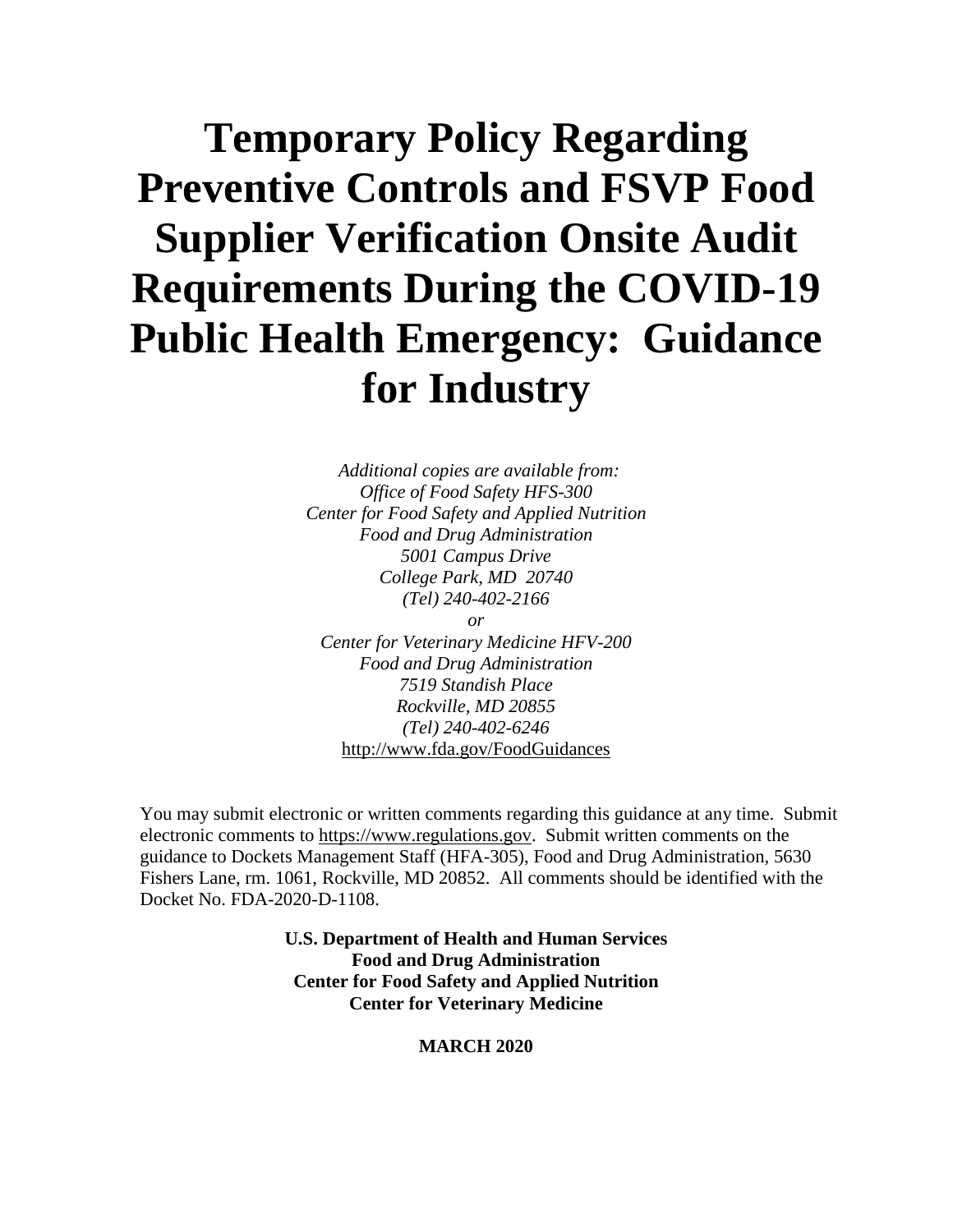# Temporary Policy Regarding Preventive Controls and FSVP Food Supplier Verification Onsite Audit Requirements During the COVID-19 Public Health Emergency: Guidance for Industry

*Additional copies are available from:*
*Office of Food Safety HFS-300*
*Center for Food Safety and Applied Nutrition*
*Food and Drug Administration*
*5001 Campus Drive*
*College Park, MD 20740*
*(Tel) 240-402-2166*
*or*
*Center for Veterinary Medicine HFV-200*
*Food and Drug Administration*
*7519 Standish Place*
*Rockville, MD 20855*
*(Tel) 240-402-6246*
http://www.fda.gov/FoodGuidances

You may submit electronic or written comments regarding this guidance at any time. Submit electronic comments to https://www.regulations.gov. Submit written comments on the guidance to Dockets Management Staff (HFA-305), Food and Drug Administration, 5630 Fishers Lane, rm. 1061, Rockville, MD 20852. All comments should be identified with the Docket No. FDA-2020-D-1108.

**U.S. Department of Health and Human Services**
**Food and Drug Administration**
**Center for Food Safety and Applied Nutrition**
**Center for Veterinary Medicine**

**MARCH 2020**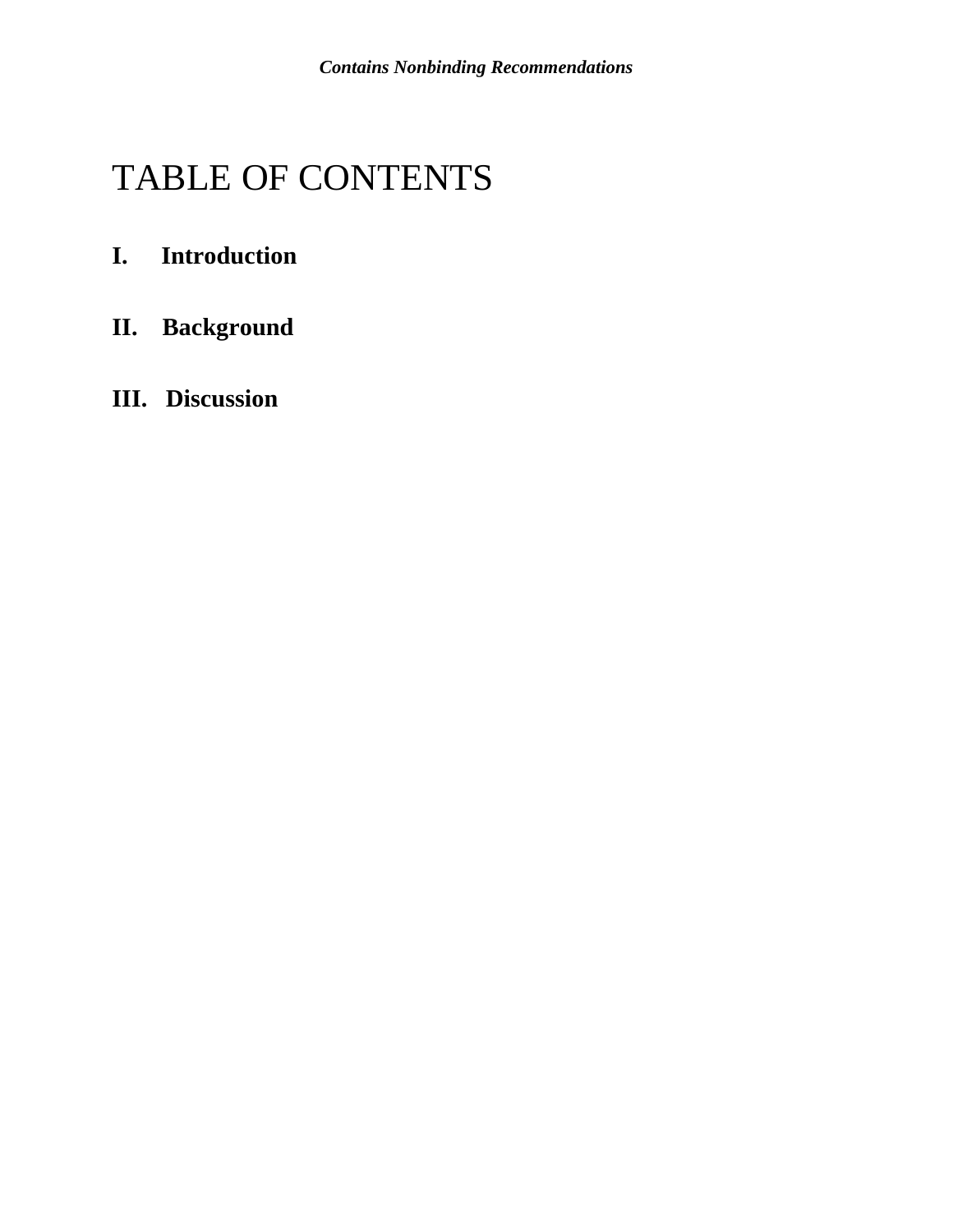# TABLE OF CONTENTS

**I. Introduction**

**II. Background**

**III. Discussion**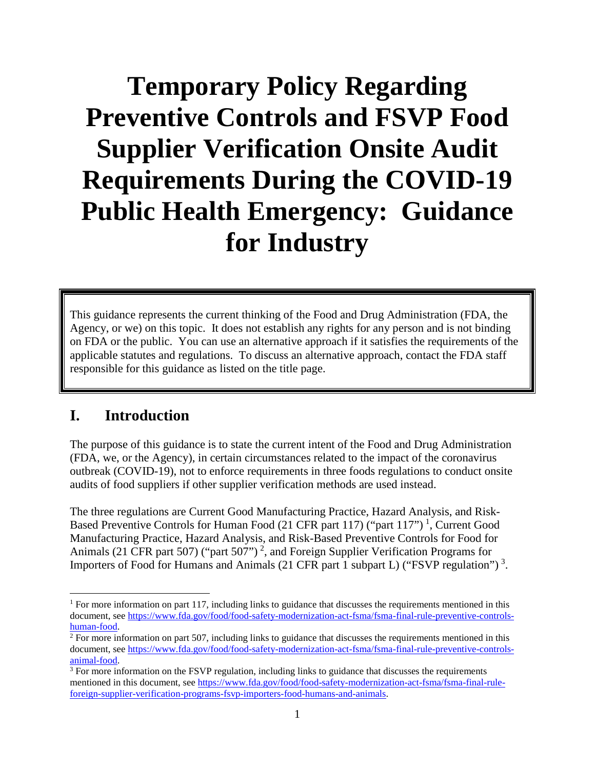# Temporary Policy Regarding Preventive Controls and FSVP Food Supplier Verification Onsite Audit Requirements During the COVID-19 Public Health Emergency: Guidance for Industry

This guidance represents the current thinking of the Food and Drug Administration (FDA, the Agency, or we) on this topic. It does not establish any rights for any person and is not binding on FDA or the public. You can use an alternative approach if it satisfies the requirements of the applicable statutes and regulations. To discuss an alternative approach, contact the FDA staff responsible for this guidance as listed on the title page.

## I. Introduction

The purpose of this guidance is to state the current intent of the Food and Drug Administration (FDA, we, or the Agency), in certain circumstances related to the impact of the coronavirus outbreak (COVID-19), not to enforce requirements in three foods regulations to conduct onsite audits of food suppliers if other supplier verification methods are used instead.

The three regulations are Current Good Manufacturing Practice, Hazard Analysis, and Risk-Based Preventive Controls for Human Food (21 CFR part 117) ("part 117") [1], Current Good Manufacturing Practice, Hazard Analysis, and Risk-Based Preventive Controls for Food for Animals (21 CFR part 507) ("part 507") [2], and Foreign Supplier Verification Programs for Importers of Food for Humans and Animals (21 CFR part 1 subpart L) ("FSVP regulation") [3].

[1] For more information on part 117, including links to guidance that discusses the requirements mentioned in this document, see https://www.fda.gov/food/food-safety-modernization-act-fsma/fsma-final-rule-preventive-controls-human-food.

[2] For more information on part 507, including links to guidance that discusses the requirements mentioned in this document, see https://www.fda.gov/food/food-safety-modernization-act-fsma/fsma-final-rule-preventive-controls-animal-food.

[3] For more information on the FSVP regulation, including links to guidance that discusses the requirements mentioned in this document, see https://www.fda.gov/food/food-safety-modernization-act-fsma/fsma-final-rule-foreign-supplier-verification-programs-fsvp-importers-food-humans-and-animals.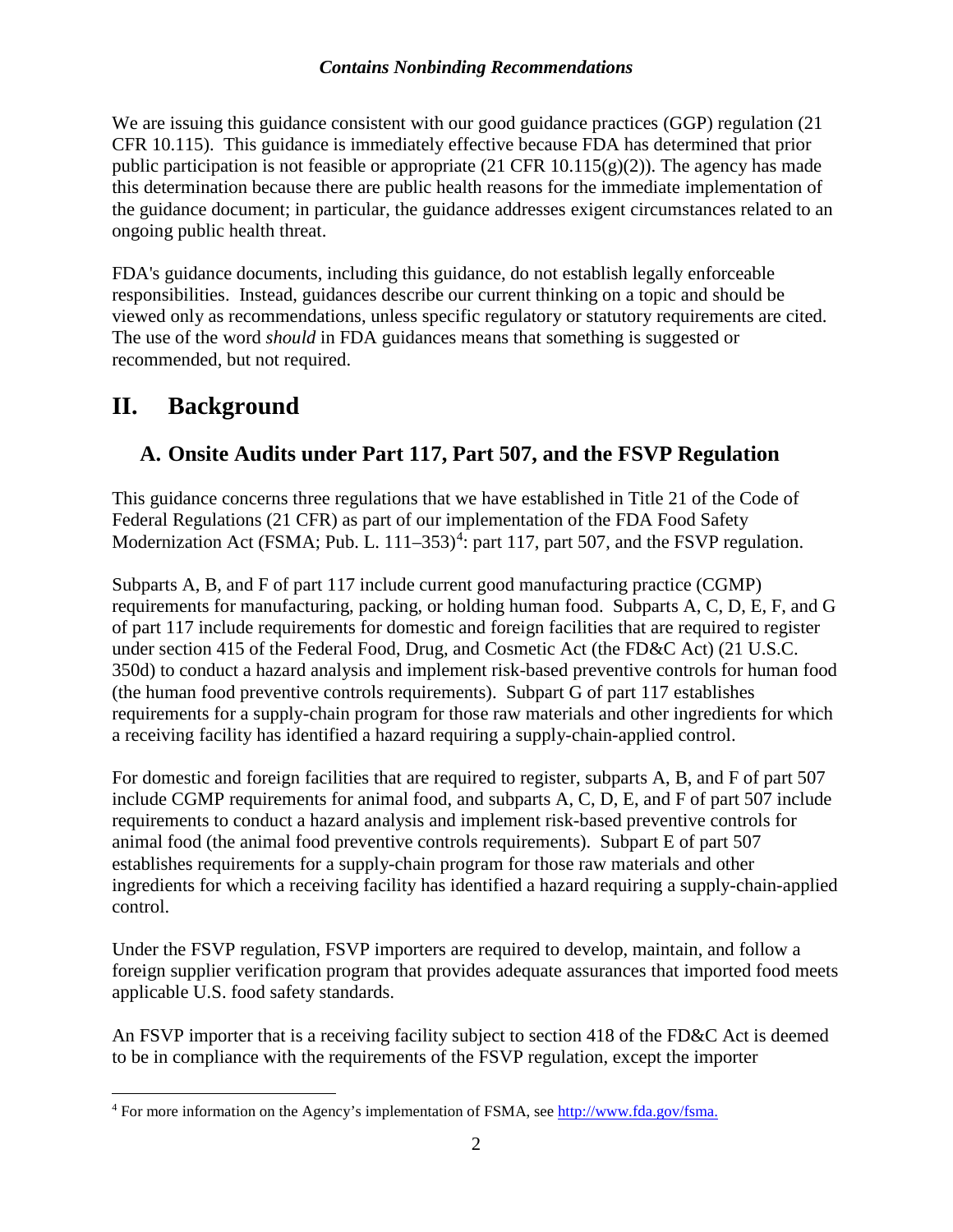We are issuing this guidance consistent with our good guidance practices (GGP) regulation (21 CFR 10.115). This guidance is immediately effective because FDA has determined that prior public participation is not feasible or appropriate (21 CFR 10.115(g)(2)). The agency has made this determination because there are public health reasons for the immediate implementation of the guidance document; in particular, the guidance addresses exigent circumstances related to an ongoing public health threat.

FDA's guidance documents, including this guidance, do not establish legally enforceable responsibilities. Instead, guidances describe our current thinking on a topic and should be viewed only as recommendations, unless specific regulatory or statutory requirements are cited. The use of the word *should* in FDA guidances means that something is suggested or recommended, but not required.

# II. Background

## A. Onsite Audits under Part 117, Part 507, and the FSVP Regulation

This guidance concerns three regulations that we have established in Title 21 of the Code of Federal Regulations (21 CFR) as part of our implementation of the FDA Food Safety Modernization Act (FSMA; Pub. L. 111–353)[4]: part 117, part 507, and the FSVP regulation.

Subparts A, B, and F of part 117 include current good manufacturing practice (CGMP) requirements for manufacturing, packing, or holding human food. Subparts A, C, D, E, F, and G of part 117 include requirements for domestic and foreign facilities that are required to register under section 415 of the Federal Food, Drug, and Cosmetic Act (the FD&C Act) (21 U.S.C. 350d) to conduct a hazard analysis and implement risk-based preventive controls for human food (the human food preventive controls requirements). Subpart G of part 117 establishes requirements for a supply-chain program for those raw materials and other ingredients for which a receiving facility has identified a hazard requiring a supply-chain-applied control.

For domestic and foreign facilities that are required to register, subparts A, B, and F of part 507 include CGMP requirements for animal food, and subparts A, C, D, E, and F of part 507 include requirements to conduct a hazard analysis and implement risk-based preventive controls for animal food (the animal food preventive controls requirements). Subpart E of part 507 establishes requirements for a supply-chain program for those raw materials and other ingredients for which a receiving facility has identified a hazard requiring a supply-chain-applied control.

Under the FSVP regulation, FSVP importers are required to develop, maintain, and follow a foreign supplier verification program that provides adequate assurances that imported food meets applicable U.S. food safety standards.

An FSVP importer that is a receiving facility subject to section 418 of the FD&C Act is deemed to be in compliance with the requirements of the FSVP regulation, except the importer

[4] For more information on the Agency's implementation of FSMA, see http://www.fda.gov/fsma.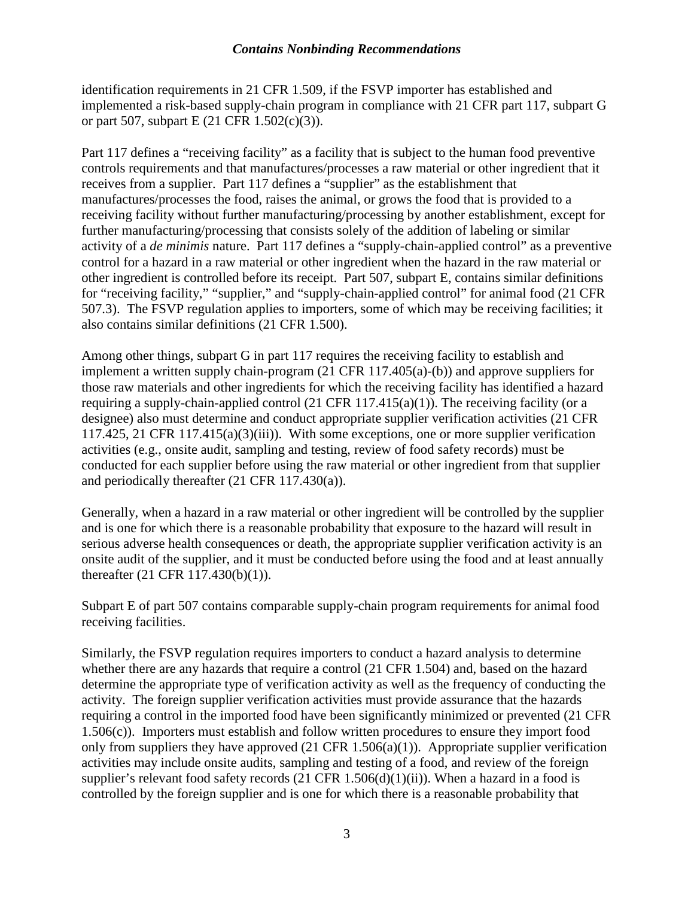identification requirements in 21 CFR 1.509, if the FSVP importer has established and implemented a risk-based supply-chain program in compliance with 21 CFR part 117, subpart G or part 507, subpart E (21 CFR 1.502(c)(3)).

Part 117 defines a "receiving facility" as a facility that is subject to the human food preventive controls requirements and that manufactures/processes a raw material or other ingredient that it receives from a supplier. Part 117 defines a "supplier" as the establishment that manufactures/processes the food, raises the animal, or grows the food that is provided to a receiving facility without further manufacturing/processing by another establishment, except for further manufacturing/processing that consists solely of the addition of labeling or similar activity of a *de minimis* nature. Part 117 defines a "supply-chain-applied control" as a preventive control for a hazard in a raw material or other ingredient when the hazard in the raw material or other ingredient is controlled before its receipt. Part 507, subpart E, contains similar definitions for "receiving facility," "supplier," and "supply-chain-applied control" for animal food (21 CFR 507.3). The FSVP regulation applies to importers, some of which may be receiving facilities; it also contains similar definitions (21 CFR 1.500).

Among other things, subpart G in part 117 requires the receiving facility to establish and implement a written supply chain-program (21 CFR 117.405(a)-(b)) and approve suppliers for those raw materials and other ingredients for which the receiving facility has identified a hazard requiring a supply-chain-applied control (21 CFR 117.415(a)(1)). The receiving facility (or a designee) also must determine and conduct appropriate supplier verification activities (21 CFR 117.425, 21 CFR 117.415(a)(3)(iii)). With some exceptions, one or more supplier verification activities (e.g., onsite audit, sampling and testing, review of food safety records) must be conducted for each supplier before using the raw material or other ingredient from that supplier and periodically thereafter (21 CFR 117.430(a)).

Generally, when a hazard in a raw material or other ingredient will be controlled by the supplier and is one for which there is a reasonable probability that exposure to the hazard will result in serious adverse health consequences or death, the appropriate supplier verification activity is an onsite audit of the supplier, and it must be conducted before using the food and at least annually thereafter (21 CFR 117.430(b)(1)).

Subpart E of part 507 contains comparable supply-chain program requirements for animal food receiving facilities.

Similarly, the FSVP regulation requires importers to conduct a hazard analysis to determine whether there are any hazards that require a control (21 CFR 1.504) and, based on the hazard determine the appropriate type of verification activity as well as the frequency of conducting the activity. The foreign supplier verification activities must provide assurance that the hazards requiring a control in the imported food have been significantly minimized or prevented (21 CFR 1.506(c)). Importers must establish and follow written procedures to ensure they import food only from suppliers they have approved (21 CFR 1.506(a)(1)). Appropriate supplier verification activities may include onsite audits, sampling and testing of a food, and review of the foreign supplier's relevant food safety records (21 CFR 1.506(d)(1)(ii)). When a hazard in a food is controlled by the foreign supplier and is one for which there is a reasonable probability that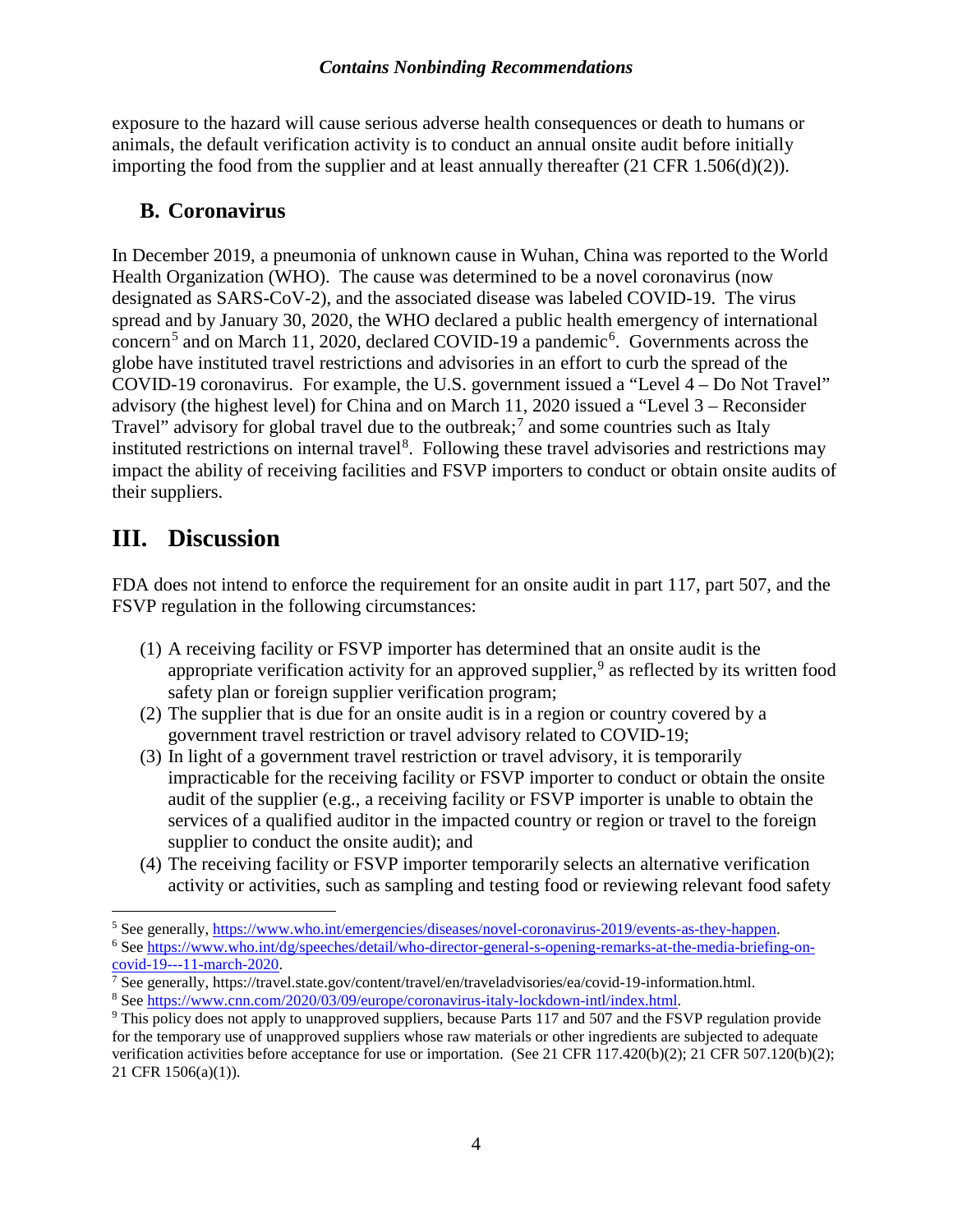exposure to the hazard will cause serious adverse health consequences or death to humans or animals, the default verification activity is to conduct an annual onsite audit before initially importing the food from the supplier and at least annually thereafter (21 CFR 1.506(d)(2)).

## B. Coronavirus

In December 2019, a pneumonia of unknown cause in Wuhan, China was reported to the World Health Organization (WHO). The cause was determined to be a novel coronavirus (now designated as SARS-CoV-2), and the associated disease was labeled COVID-19. The virus spread and by January 30, 2020, the WHO declared a public health emergency of international concern[5] and on March 11, 2020, declared COVID-19 a pandemic[6]. Governments across the globe have instituted travel restrictions and advisories in an effort to curb the spread of the COVID-19 coronavirus. For example, the U.S. government issued a "Level 4 – Do Not Travel" advisory (the highest level) for China and on March 11, 2020 issued a "Level 3 – Reconsider Travel" advisory for global travel due to the outbreak;[7] and some countries such as Italy instituted restrictions on internal travel[8]. Following these travel advisories and restrictions may impact the ability of receiving facilities and FSVP importers to conduct or obtain onsite audits of their suppliers.

# III. Discussion

FDA does not intend to enforce the requirement for an onsite audit in part 117, part 507, and the FSVP regulation in the following circumstances:

(1) A receiving facility or FSVP importer has determined that an onsite audit is the appropriate verification activity for an approved supplier,[9] as reflected by its written food safety plan or foreign supplier verification program;

(2) The supplier that is due for an onsite audit is in a region or country covered by a government travel restriction or travel advisory related to COVID-19;

(3) In light of a government travel restriction or travel advisory, it is temporarily impracticable for the receiving facility or FSVP importer to conduct or obtain the onsite audit of the supplier (e.g., a receiving facility or FSVP importer is unable to obtain the services of a qualified auditor in the impacted country or region or travel to the foreign supplier to conduct the onsite audit); and

(4) The receiving facility or FSVP importer temporarily selects an alternative verification activity or activities, such as sampling and testing food or reviewing relevant food safety

---

[5] See generally, https://www.who.int/emergencies/diseases/novel-coronavirus-2019/events-as-they-happen.

[6] See https://www.who.int/dg/speeches/detail/who-director-general-s-opening-remarks-at-the-media-briefing-on-covid-19---11-march-2020.

[7] See generally, https://travel.state.gov/content/travel/en/traveladvisories/ea/covid-19-information.html.

[8] See https://www.cnn.com/2020/03/09/europe/coronavirus-italy-lockdown-intl/index.html.

[9] This policy does not apply to unapproved suppliers, because Parts 117 and 507 and the FSVP regulation provide for the temporary use of unapproved suppliers whose raw materials or other ingredients are subjected to adequate verification activities before acceptance for use or importation. (See 21 CFR 117.420(b)(2); 21 CFR 507.120(b)(2); 21 CFR 1506(a)(1)).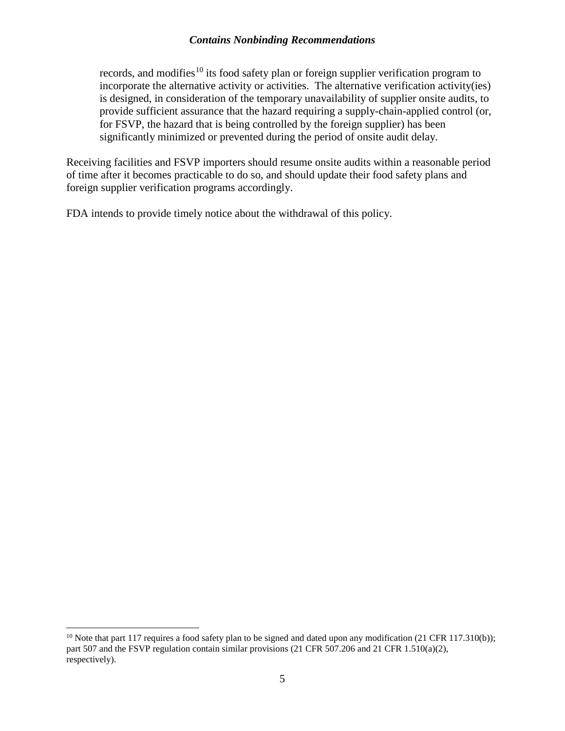records, and modifies[10] its food safety plan or foreign supplier verification program to incorporate the alternative activity or activities. The alternative verification activity(ies) is designed, in consideration of the temporary unavailability of supplier onsite audits, to provide sufficient assurance that the hazard requiring a supply-chain-applied control (or, for FSVP, the hazard that is being controlled by the foreign supplier) has been significantly minimized or prevented during the period of onsite audit delay.

Receiving facilities and FSVP importers should resume onsite audits within a reasonable period of time after it becomes practicable to do so, and should update their food safety plans and foreign supplier verification programs accordingly.

FDA intends to provide timely notice about the withdrawal of this policy.

---

[10] Note that part 117 requires a food safety plan to be signed and dated upon any modification (21 CFR 117.310(b)); part 507 and the FSVP regulation contain similar provisions (21 CFR 507.206 and 21 CFR 1.510(a)(2), respectively).